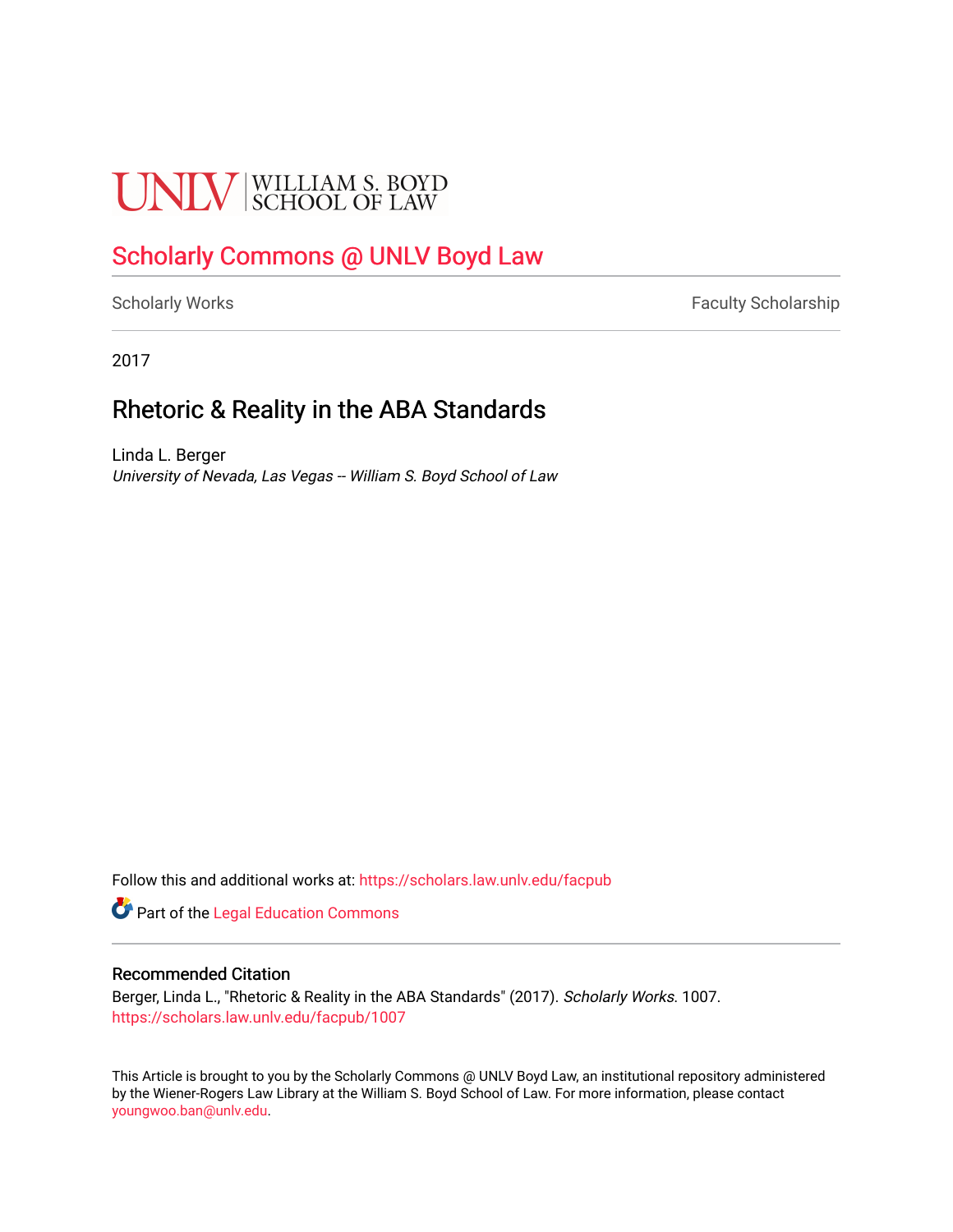UNLV | WILLIAM S. BOYD SCHOOL OF LAW

Scholarly Commons @ UNLV Boyd Law

Scholarly Works | Faculty Scholarship

2017

# Rhetoric & Reality in the ABA Standards

Linda L. Berger
*University of Nevada, Las Vegas -- William S. Boyd School of Law*

Follow this and additional works at: https://scholars.law.unlv.edu/facpub

Part of the Legal Education Commons

## Recommended Citation

Berger, Linda L., "Rhetoric & Reality in the ABA Standards" (2017). *Scholarly Works*. 1007.
https://scholars.law.unlv.edu/facpub/1007

This Article is brought to you by the Scholarly Commons @ UNLV Boyd Law, an institutional repository administered by the Wiener-Rogers Law Library at the William S. Boyd School of Law. For more information, please contact youngwoo.ban@unlv.edu.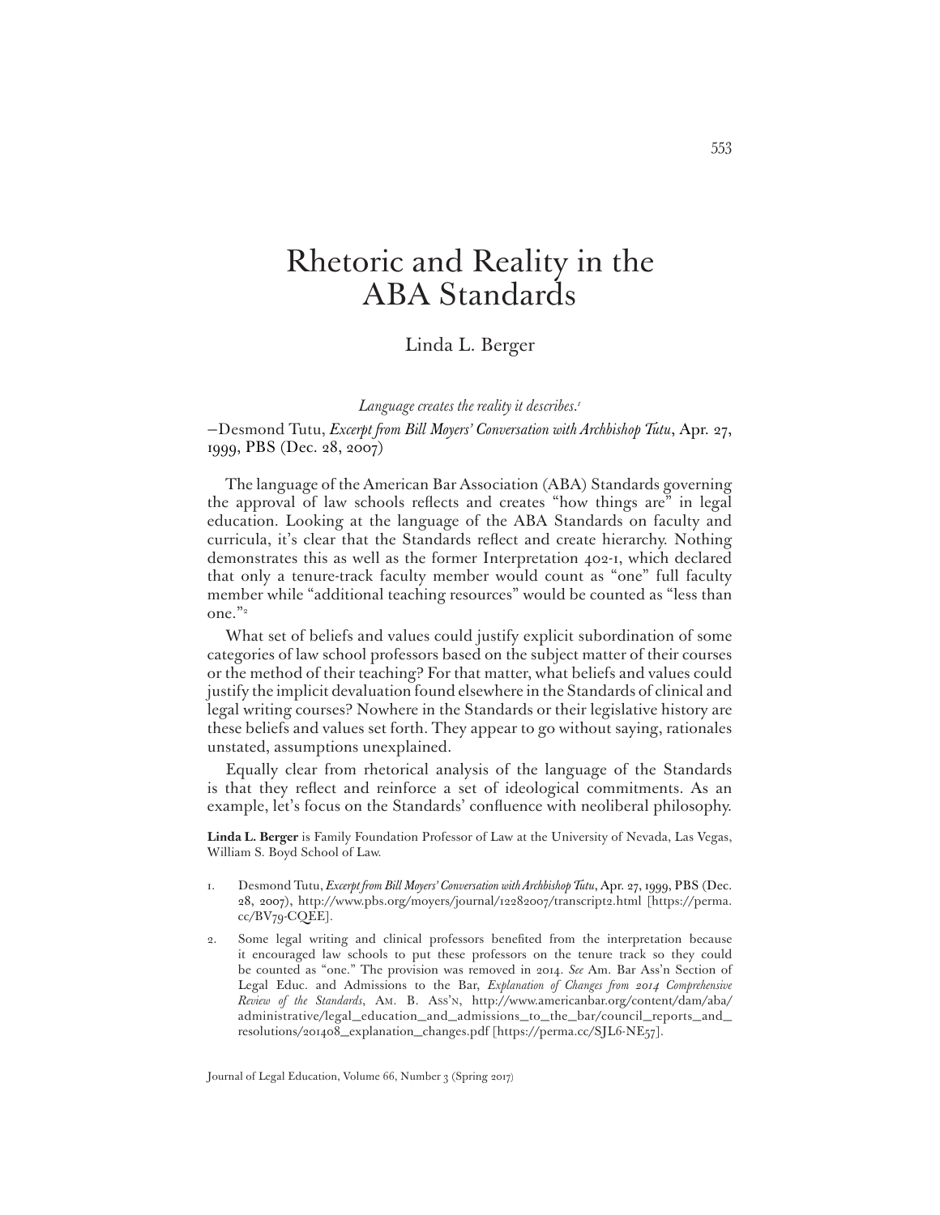# Rhetoric and Reality in the ABA Standards

Linda L. Berger

*Language creates the reality it describes.*[1]

—Desmond Tutu, *Excerpt from Bill Moyers' Conversation with Archbishop Tutu*, Apr. 27, 1999, PBS (Dec. 28, 2007)

The language of the American Bar Association (ABA) Standards governing the approval of law schools reflects and creates "how things are" in legal education. Looking at the language of the ABA Standards on faculty and curricula, it's clear that the Standards reflect and create hierarchy. Nothing demonstrates this as well as the former Interpretation 402-1, which declared that only a tenure-track faculty member would count as "one" full faculty member while "additional teaching resources" would be counted as "less than one."[2]

What set of beliefs and values could justify explicit subordination of some categories of law school professors based on the subject matter of their courses or the method of their teaching? For that matter, what beliefs and values could justify the implicit devaluation found elsewhere in the Standards of clinical and legal writing courses? Nowhere in the Standards or their legislative history are these beliefs and values set forth. They appear to go without saying, rationales unstated, assumptions unexplained.

Equally clear from rhetorical analysis of the language of the Standards is that they reflect and reinforce a set of ideological commitments. As an example, let's focus on the Standards' confluence with neoliberal philosophy.

**Linda L. Berger** is Family Foundation Professor of Law at the University of Nevada, Las Vegas, William S. Boyd School of Law.

1. Desmond Tutu, *Excerpt from Bill Moyers' Conversation with Archbishop Tutu*, Apr. 27, 1999, PBS (Dec. 28, 2007), http://www.pbs.org/moyers/journal/12282007/transcript2.html [https://perma.cc/BV79-CQEE].

2. Some legal writing and clinical professors benefited from the interpretation because it encouraged law schools to put these professors on the tenure track so they could be counted as "one." The provision was removed in 2014. *See* Am. Bar Ass'n Section of Legal Educ. and Admissions to the Bar, *Explanation of Changes from 2014 Comprehensive Review of the Standards*, Am. B. Ass'n, http://www.americanbar.org/content/dam/aba/administrative/legal_education_and_admissions_to_the_bar/council_reports_and_resolutions/201408_explanation_changes.pdf [https://perma.cc/SJL6-NE57].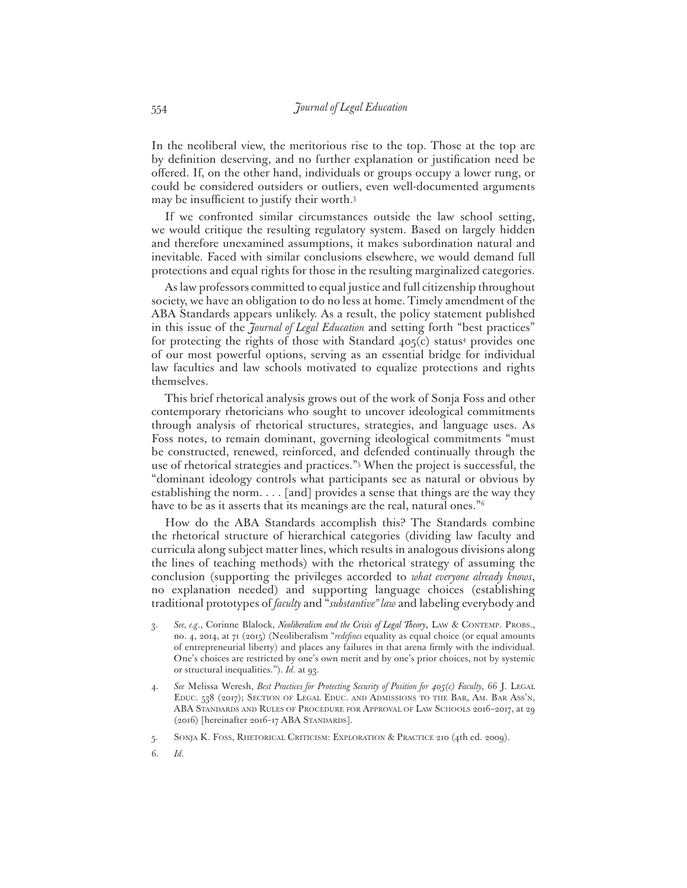In the neoliberal view, the meritorious rise to the top. Those at the top are by definition deserving, and no further explanation or justification need be offered. If, on the other hand, individuals or groups occupy a lower rung, or could be considered outsiders or outliers, even well-documented arguments may be insufficient to justify their worth.[3]

If we confronted similar circumstances outside the law school setting, we would critique the resulting regulatory system. Based on largely hidden and therefore unexamined assumptions, it makes subordination natural and inevitable. Faced with similar conclusions elsewhere, we would demand full protections and equal rights for those in the resulting marginalized categories.

As law professors committed to equal justice and full citizenship throughout society, we have an obligation to do no less at home. Timely amendment of the ABA Standards appears unlikely. As a result, the policy statement published in this issue of the *Journal of Legal Education* and setting forth "best practices" for protecting the rights of those with Standard 405(c) status[4] provides one of our most powerful options, serving as an essential bridge for individual law faculties and law schools motivated to equalize protections and rights themselves.

This brief rhetorical analysis grows out of the work of Sonja Foss and other contemporary rhetoricians who sought to uncover ideological commitments through analysis of rhetorical structures, strategies, and language uses. As Foss notes, to remain dominant, governing ideological commitments "must be constructed, renewed, reinforced, and defended continually through the use of rhetorical strategies and practices."[5] When the project is successful, the "dominant ideology controls what participants see as natural or obvious by establishing the norm. . . . [and] provides a sense that things are the way they have to be as it asserts that its meanings are the real, natural ones."[6]

How do the ABA Standards accomplish this? The Standards combine the rhetorical structure of hierarchical categories (dividing law faculty and curricula along subject matter lines, which results in analogous divisions along the lines of teaching methods) with the rhetorical strategy of assuming the conclusion (supporting the privileges accorded to *what everyone already knows*, no explanation needed) and supporting language choices (establishing traditional prototypes of *faculty* and "*substantive" law* and labeling everybody and

3. *See, e.g.*, Corinne Blalock, *Neoliberalism and the Crisis of Legal Theory*, Law & Contemp. Probs., no. 4, 2014, at 71 (2015) (Neoliberalism "*redefines* equality as equal choice (or equal amounts of entrepreneurial liberty) and places any failures in that arena firmly with the individual. One's choices are restricted by one's own merit and by one's prior choices, not by systemic or structural inequalities."). *Id*. at 93.

4. *See* Melissa Weresh, *Best Practices for Protecting Security of Position for 405(c) Faculty*, 66 J. Legal Educ. 538 (2017); Section of Legal Educ. and Admissions to the Bar, Am. Bar Ass'n, ABA Standards and Rules of Procedure for Approval of Law Schools 2016–2017, at 29 (2016) [hereinafter 2016–17 ABA Standards].

5. Sonja K. Foss, Rhetorical Criticism: Exploration & Practice 210 (4th ed. 2009).

6. *Id*.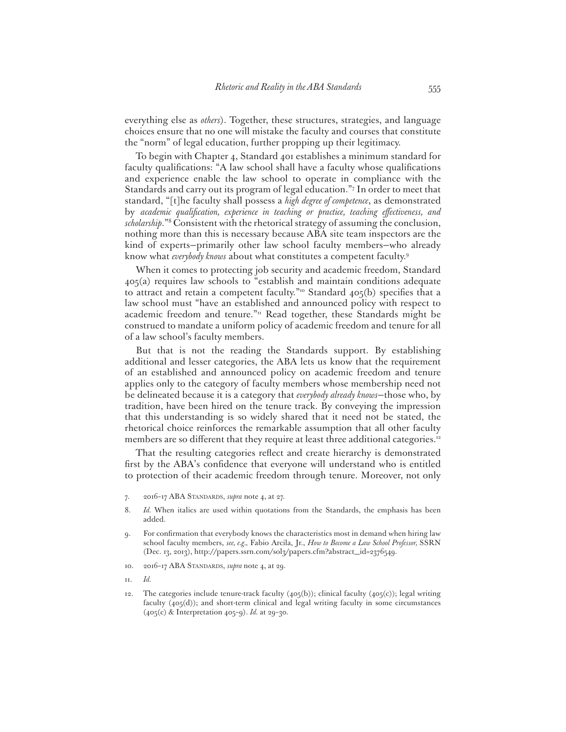everything else as *others*). Together, these structures, strategies, and language choices ensure that no one will mistake the faculty and courses that constitute the "norm" of legal education, further propping up their legitimacy.

To begin with Chapter 4, Standard 401 establishes a minimum standard for faculty qualifications: "A law school shall have a faculty whose qualifications and experience enable the law school to operate in compliance with the Standards and carry out its program of legal education."[7] In order to meet that standard, "[t]he faculty shall possess a *high degree of competence*, as demonstrated by *academic qualification, experience in teaching or practice, teaching effectiveness, and scholarship*."[8] Consistent with the rhetorical strategy of assuming the conclusion, nothing more than this is necessary because ABA site team inspectors are the kind of experts—primarily other law school faculty members—who already know what *everybody knows* about what constitutes a competent faculty.[9]

When it comes to protecting job security and academic freedom, Standard 405(a) requires law schools to "establish and maintain conditions adequate to attract and retain a competent faculty."[10] Standard 405(b) specifies that a law school must "have an established and announced policy with respect to academic freedom and tenure."[11] Read together, these Standards might be construed to mandate a uniform policy of academic freedom and tenure for all of a law school's faculty members.

But that is not the reading the Standards support. By establishing additional and lesser categories, the ABA lets us know that the requirement of an established and announced policy on academic freedom and tenure applies only to the category of faculty members whose membership need not be delineated because it is a category that *everybody already knows*—those who, by tradition, have been hired on the tenure track. By conveying the impression that this understanding is so widely shared that it need not be stated, the rhetorical choice reinforces the remarkable assumption that all other faculty members are so different that they require at least three additional categories.[12]

That the resulting categories reflect and create hierarchy is demonstrated first by the ABA's confidence that everyone will understand who is entitled to protection of their academic freedom through tenure. Moreover, not only

7. 2016-17 ABA Standards, *supra* note 4, at 27.

8. *Id.* When italics are used within quotations from the Standards, the emphasis has been added.

9. For confirmation that everybody knows the characteristics most in demand when hiring law school faculty members, *see, e.g.,* Fabio Arcila, Jr., *How to Become a Law School Professor,* SSRN (Dec. 13, 2013), http://papers.ssrn.com/sol3/papers.cfm?abstract_id=2376549.

10. 2016-17 ABA Standards, *supra* note 4, at 29.

11. *Id.*

12. The categories include tenure-track faculty (405(b)); clinical faculty (405(c)); legal writing faculty (405(d)); and short-term clinical and legal writing faculty in some circumstances (405(c) & Interpretation 405-9). *Id.* at 29-30.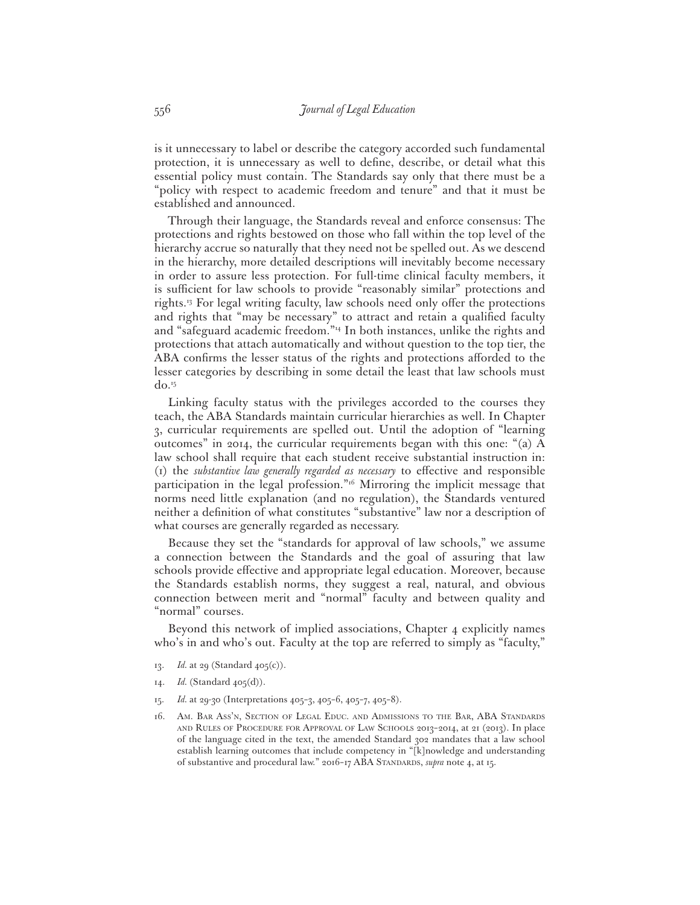is it unnecessary to label or describe the category accorded such fundamental protection, it is unnecessary as well to define, describe, or detail what this essential policy must contain. The Standards say only that there must be a "policy with respect to academic freedom and tenure" and that it must be established and announced.

Through their language, the Standards reveal and enforce consensus: The protections and rights bestowed on those who fall within the top level of the hierarchy accrue so naturally that they need not be spelled out. As we descend in the hierarchy, more detailed descriptions will inevitably become necessary in order to assure less protection. For full-time clinical faculty members, it is sufficient for law schools to provide "reasonably similar" protections and rights.[13] For legal writing faculty, law schools need only offer the protections and rights that "may be necessary" to attract and retain a qualified faculty and "safeguard academic freedom."[14] In both instances, unlike the rights and protections that attach automatically and without question to the top tier, the ABA confirms the lesser status of the rights and protections afforded to the lesser categories by describing in some detail the least that law schools must do.[15]

Linking faculty status with the privileges accorded to the courses they teach, the ABA Standards maintain curricular hierarchies as well. In Chapter 3, curricular requirements are spelled out. Until the adoption of "learning outcomes" in 2014, the curricular requirements began with this one: "(a) A law school shall require that each student receive substantial instruction in: (1) the *substantive law generally regarded as necessary* to effective and responsible participation in the legal profession."[16] Mirroring the implicit message that norms need little explanation (and no regulation), the Standards ventured neither a definition of what constitutes "substantive" law nor a description of what courses are generally regarded as necessary.

Because they set the "standards for approval of law schools," we assume a connection between the Standards and the goal of assuring that law schools provide effective and appropriate legal education. Moreover, because the Standards establish norms, they suggest a real, natural, and obvious connection between merit and "normal" faculty and between quality and "normal" courses.

Beyond this network of implied associations, Chapter 4 explicitly names who's in and who's out. Faculty at the top are referred to simply as "faculty,"

13. *Id.* at 29 (Standard 405(c)).

14. *Id.* (Standard 405(d)).

15. *Id.* at 29-30 (Interpretations 405-3, 405-6, 405-7, 405-8).

16. Am. Bar Ass'n, Section of Legal Educ. and Admissions to the Bar, ABA Standards and Rules of Procedure for Approval of Law Schools 2013-2014, at 21 (2013). In place of the language cited in the text, the amended Standard 302 mandates that a law school establish learning outcomes that include competency in "[k]nowledge and understanding of substantive and procedural law." 2016-17 ABA Standards, *supra* note 4, at 15.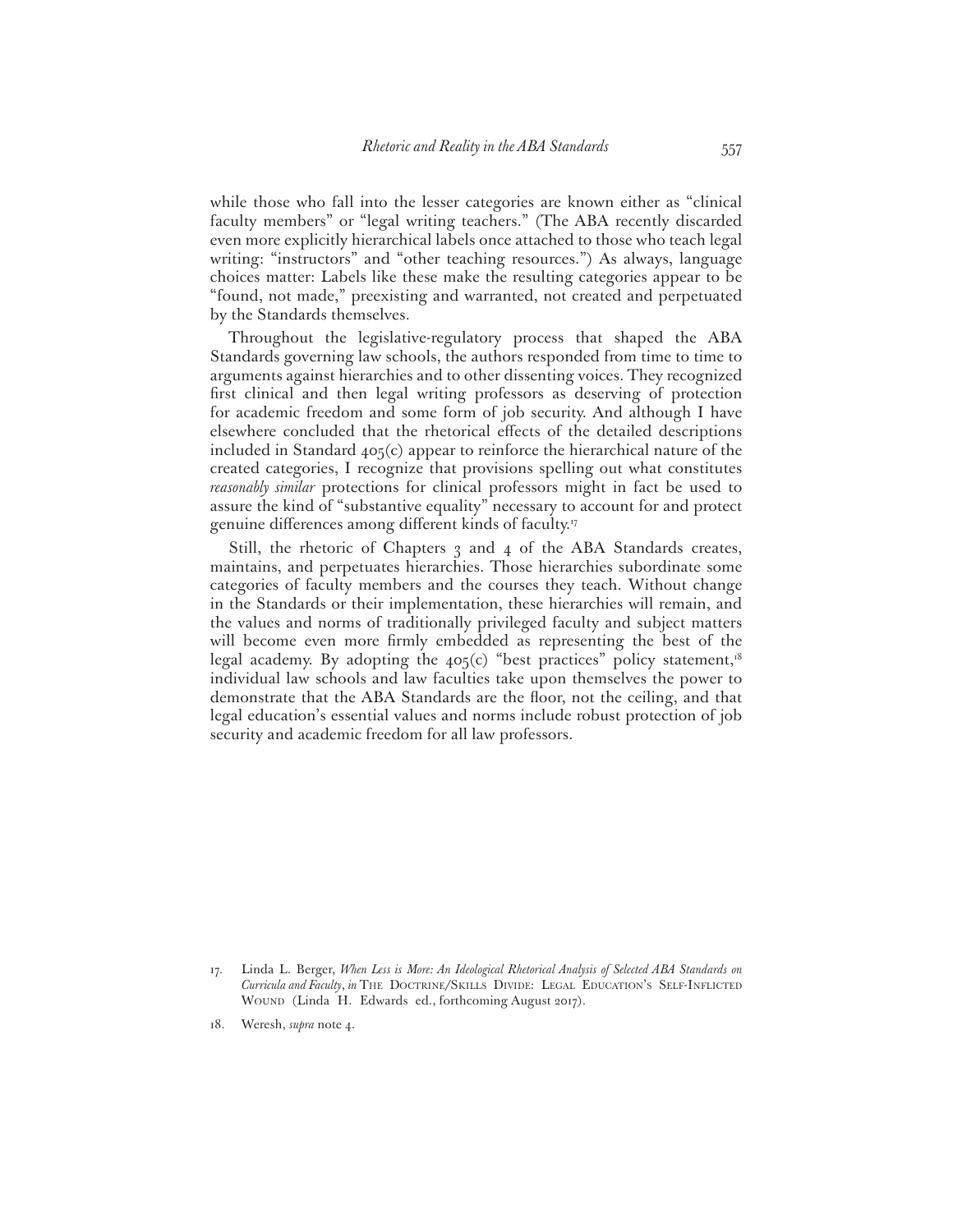while those who fall into the lesser categories are known either as "clinical faculty members" or "legal writing teachers." (The ABA recently discarded even more explicitly hierarchical labels once attached to those who teach legal writing: "instructors" and "other teaching resources.") As always, language choices matter: Labels like these make the resulting categories appear to be "found, not made," preexisting and warranted, not created and perpetuated by the Standards themselves.

Throughout the legislative-regulatory process that shaped the ABA Standards governing law schools, the authors responded from time to time to arguments against hierarchies and to other dissenting voices. They recognized first clinical and then legal writing professors as deserving of protection for academic freedom and some form of job security. And although I have elsewhere concluded that the rhetorical effects of the detailed descriptions included in Standard 405(c) appear to reinforce the hierarchical nature of the created categories, I recognize that provisions spelling out what constitutes *reasonably similar* protections for clinical professors might in fact be used to assure the kind of "substantive equality" necessary to account for and protect genuine differences among different kinds of faculty.[17]

Still, the rhetoric of Chapters 3 and 4 of the ABA Standards creates, maintains, and perpetuates hierarchies. Those hierarchies subordinate some categories of faculty members and the courses they teach. Without change in the Standards or their implementation, these hierarchies will remain, and the values and norms of traditionally privileged faculty and subject matters will become even more firmly embedded as representing the best of the legal academy. By adopting the 405(c) "best practices" policy statement,[18] individual law schools and law faculties take upon themselves the power to demonstrate that the ABA Standards are the floor, not the ceiling, and that legal education's essential values and norms include robust protection of job security and academic freedom for all law professors.

17. Linda L. Berger, *When Less is More: An Ideological Rhetorical Analysis of Selected ABA Standards on Curricula and Faculty*, *in* The Doctrine/Skills Divide: Legal Education's Self-Inflicted Wound (Linda H. Edwards ed., forthcoming August 2017).

18. Weresh, *supra* note 4.